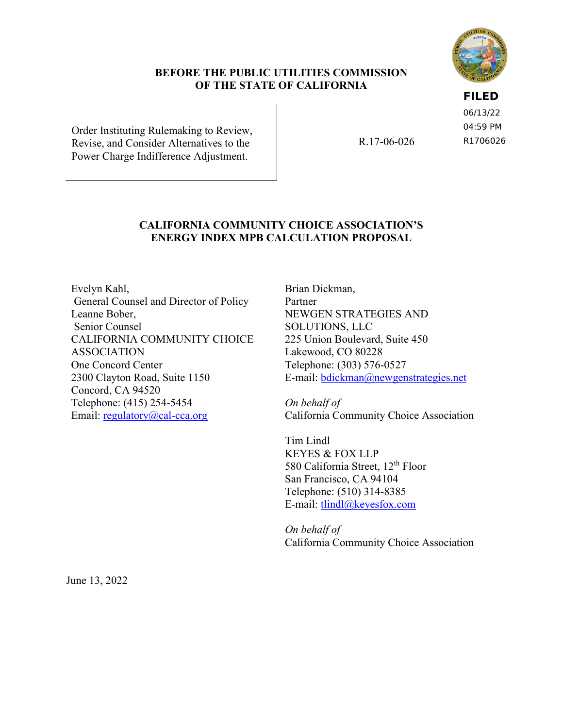**BEFORE THE PUBLIC UTILITIES COMMISSION**
**OF THE STATE OF CALIFORNIA**

**FILED**
06/13/22
04:59 PM
R1706026

| | |
|---|---|
| Order Instituting Rulemaking to Review, Revise, and Consider Alternatives to the Power Charge Indifference Adjustment. | R.17-06-026 |

## CALIFORNIA COMMUNITY CHOICE ASSOCIATION'S ENERGY INDEX MPB CALCULATION PROPOSAL

Evelyn Kahl,
General Counsel and Director of Policy
Leanne Bober,
Senior Counsel
CALIFORNIA COMMUNITY CHOICE ASSOCIATION
One Concord Center
2300 Clayton Road, Suite 1150
Concord, CA 94520
Telephone: (415) 254-5454
Email: regulatory@cal-cca.org

Brian Dickman,
Partner
NEWGEN STRATEGIES AND SOLUTIONS, LLC
225 Union Boulevard, Suite 450
Lakewood, CO 80228
Telephone: (303) 576-0527
E-mail: bdickman@newgenstrategies.net

*On behalf of*
California Community Choice Association

Tim Lindl
KEYES & FOX LLP
580 California Street, 12th Floor
San Francisco, CA 94104
Telephone: (510) 314-8385
E-mail: tlindl@keyesfox.com

*On behalf of*
California Community Choice Association

June 13, 2022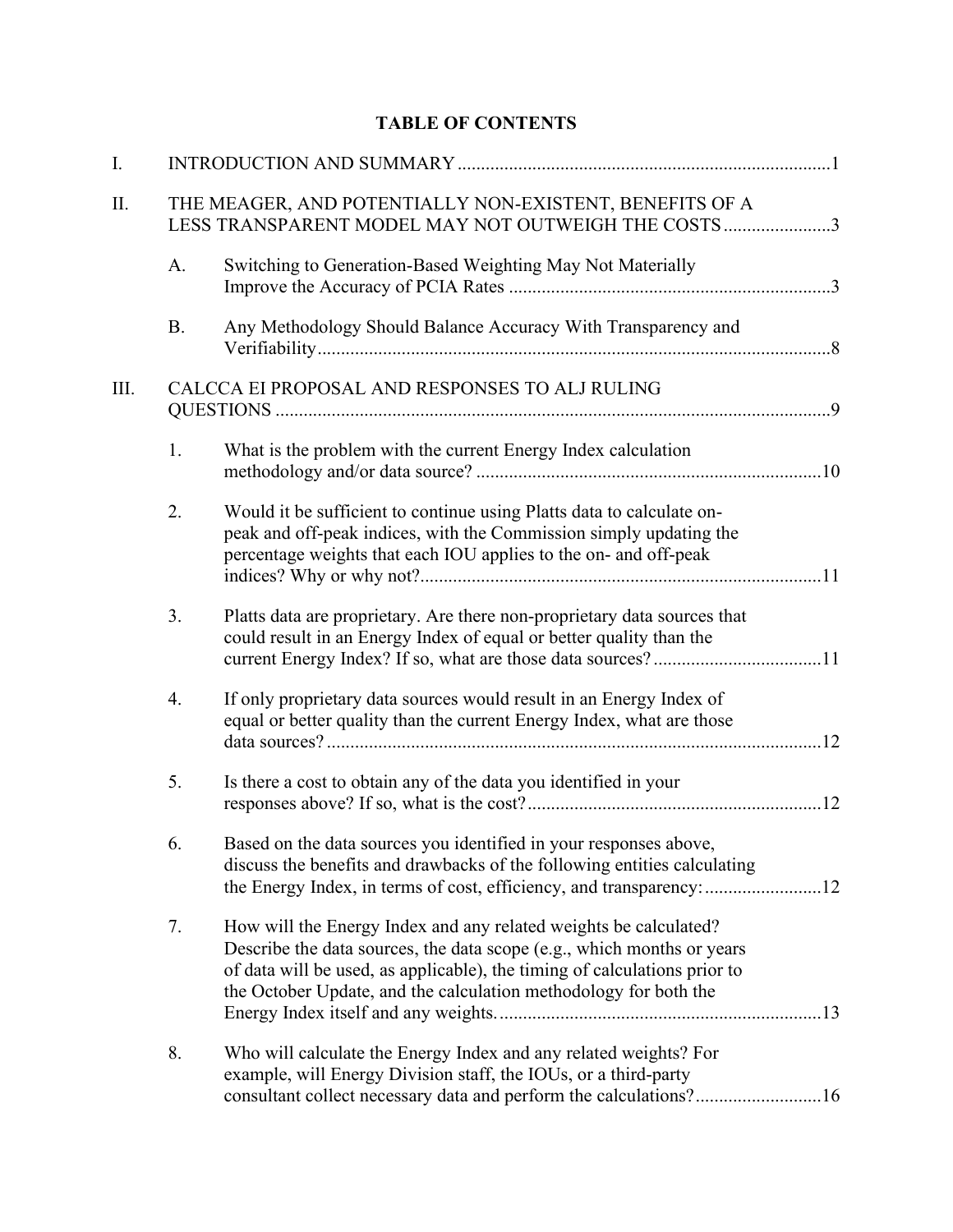# TABLE OF CONTENTS

I. INTRODUCTION AND SUMMARY ....................................................................................1

II. THE MEAGER, AND POTENTIALLY NON-EXISTENT, BENEFITS OF A LESS TRANSPARENT MODEL MAY NOT OUTWEIGH THE COSTS .......................3

- A. Switching to Generation-Based Weighting May Not Materially Improve the Accuracy of PCIA Rates .....................................................................3
- B. Any Methodology Should Balance Accuracy With Transparency and Verifiability..............................................................................................................8

III. CALCCA EI PROPOSAL AND RESPONSES TO ALJ RULING QUESTIONS .......................................................................................................................9

1. What is the problem with the current Energy Index calculation methodology and/or data source? .........................................................................10
2. Would it be sufficient to continue using Platts data to calculate on-peak and off-peak indices, with the Commission simply updating the percentage weights that each IOU applies to the on- and off-peak indices? Why or why not?.....................................................................................11
3. Platts data are proprietary. Are there non-proprietary data sources that could result in an Energy Index of equal or better quality than the current Energy Index? If so, what are those data sources? ....................................11
4. If only proprietary data sources would result in an Energy Index of equal or better quality than the current Energy Index, what are those data sources? ..........................................................................................................12
5. Is there a cost to obtain any of the data you identified in your responses above? If so, what is the cost? ...............................................................12
6. Based on the data sources you identified in your responses above, discuss the benefits and drawbacks of the following entities calculating the Energy Index, in terms of cost, efficiency, and transparency: .........................12
7. How will the Energy Index and any related weights be calculated? Describe the data sources, the data scope (e.g., which months or years of data will be used, as applicable), the timing of calculations prior to the October Update, and the calculation methodology for both the Energy Index itself and any weights. .....................................................................13
8. Who will calculate the Energy Index and any related weights? For example, will Energy Division staff, the IOUs, or a third-party consultant collect necessary data and perform the calculations? ...........................16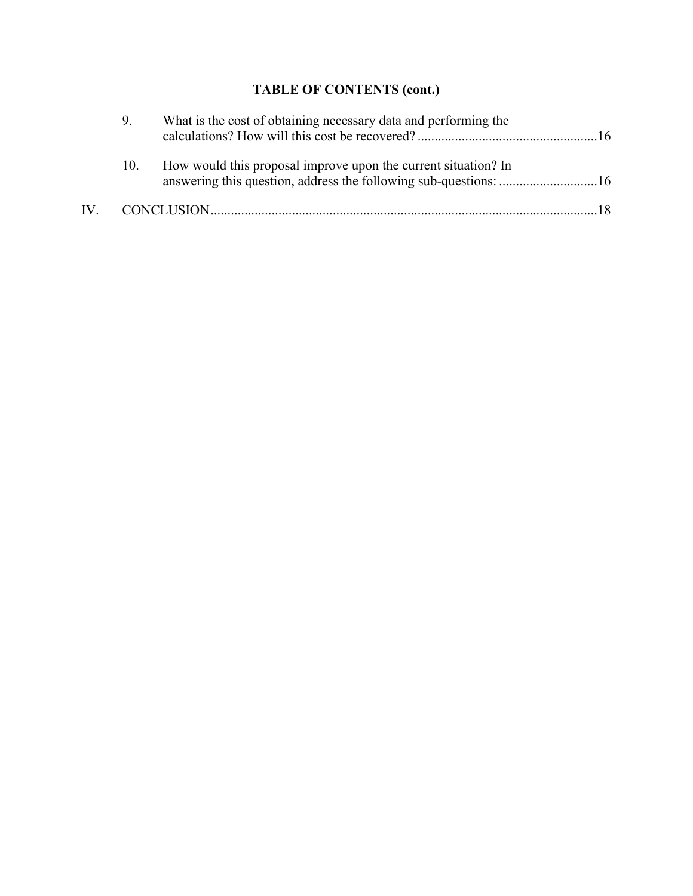**TABLE OF CONTENTS (cont.)**

9. What is the cost of obtaining necessary data and performing the calculations? How will this cost be recovered? ....................................................16

10. How would this proposal improve upon the current situation? In answering this question, address the following sub-questions: ............................16

IV. CONCLUSION...............................................................................................................18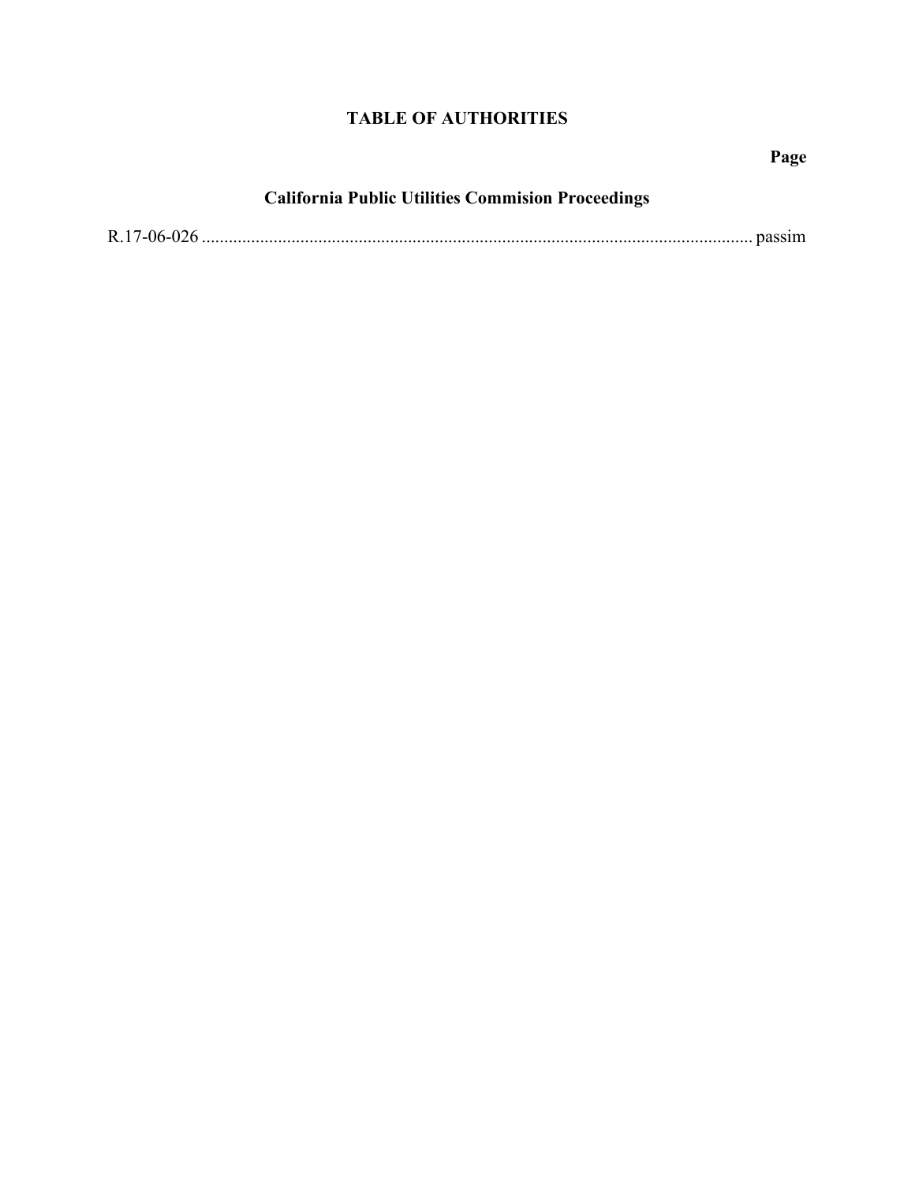# TABLE OF AUTHORITIES

**Page**

### California Public Utilities Commision Proceedings

R.17-06-026 ........................................................................................................................ passim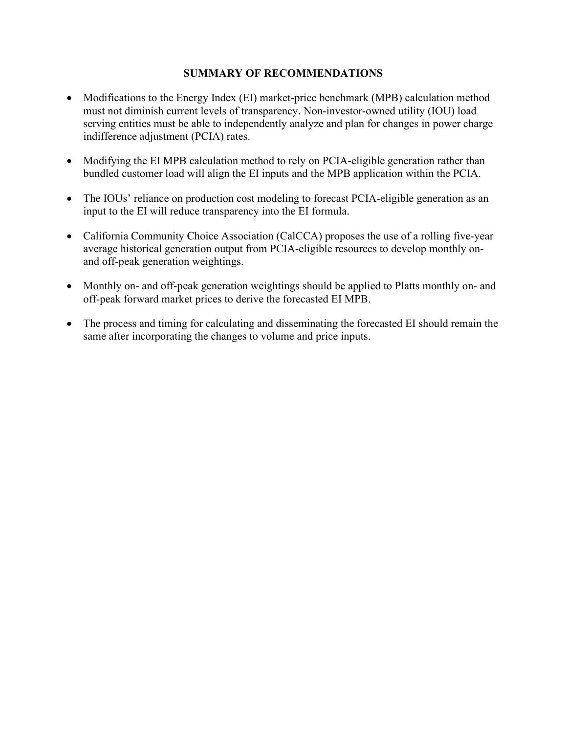## SUMMARY OF RECOMMENDATIONS

- Modifications to the Energy Index (EI) market-price benchmark (MPB) calculation method must not diminish current levels of transparency. Non-investor-owned utility (IOU) load serving entities must be able to independently analyze and plan for changes in power charge indifference adjustment (PCIA) rates.
- Modifying the EI MPB calculation method to rely on PCIA-eligible generation rather than bundled customer load will align the EI inputs and the MPB application within the PCIA.
- The IOUs' reliance on production cost modeling to forecast PCIA-eligible generation as an input to the EI will reduce transparency into the EI formula.
- California Community Choice Association (CalCCA) proposes the use of a rolling five-year average historical generation output from PCIA-eligible resources to develop monthly on- and off-peak generation weightings.
- Monthly on- and off-peak generation weightings should be applied to Platts monthly on- and off-peak forward market prices to derive the forecasted EI MPB.
- The process and timing for calculating and disseminating the forecasted EI should remain the same after incorporating the changes to volume and price inputs.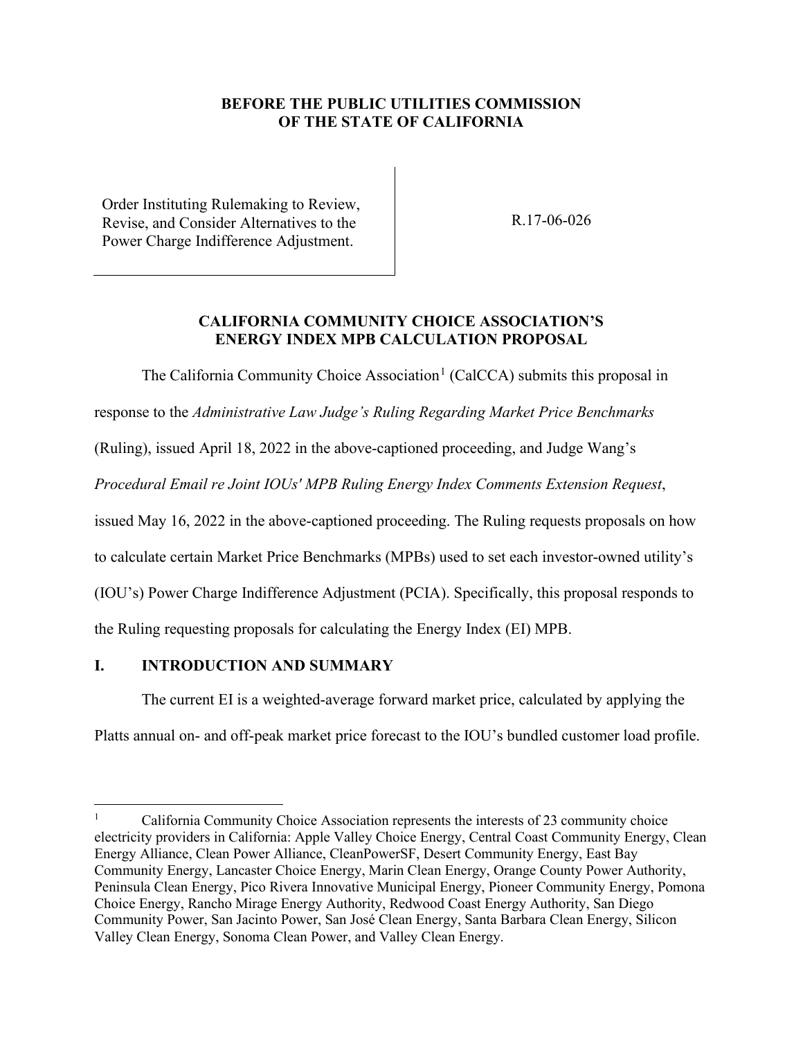**BEFORE THE PUBLIC UTILITIES COMMISSION OF THE STATE OF CALIFORNIA**

| Order Instituting Rulemaking to Review, Revise, and Consider Alternatives to the Power Charge Indifference Adjustment. | R.17-06-026 |
| --- | --- |

**CALIFORNIA COMMUNITY CHOICE ASSOCIATION'S ENERGY INDEX MPB CALCULATION PROPOSAL**

The California Community Choice Association[1] (CalCCA) submits this proposal in response to the *Administrative Law Judge's Ruling Regarding Market Price Benchmarks* (Ruling), issued April 18, 2022 in the above-captioned proceeding, and Judge Wang's *Procedural Email re Joint IOUs' MPB Ruling Energy Index Comments Extension Request*, issued May 16, 2022 in the above-captioned proceeding. The Ruling requests proposals on how to calculate certain Market Price Benchmarks (MPBs) used to set each investor-owned utility's (IOU's) Power Charge Indifference Adjustment (PCIA). Specifically, this proposal responds to the Ruling requesting proposals for calculating the Energy Index (EI) MPB.

## I. INTRODUCTION AND SUMMARY

The current EI is a weighted-average forward market price, calculated by applying the Platts annual on- and off-peak market price forecast to the IOU's bundled customer load profile.

[1] California Community Choice Association represents the interests of 23 community choice electricity providers in California: Apple Valley Choice Energy, Central Coast Community Energy, Clean Energy Alliance, Clean Power Alliance, CleanPowerSF, Desert Community Energy, East Bay Community Energy, Lancaster Choice Energy, Marin Clean Energy, Orange County Power Authority, Peninsula Clean Energy, Pico Rivera Innovative Municipal Energy, Pioneer Community Energy, Pomona Choice Energy, Rancho Mirage Energy Authority, Redwood Coast Energy Authority, San Diego Community Power, San Jacinto Power, San José Clean Energy, Santa Barbara Clean Energy, Silicon Valley Clean Energy, Sonoma Clean Power, and Valley Clean Energy.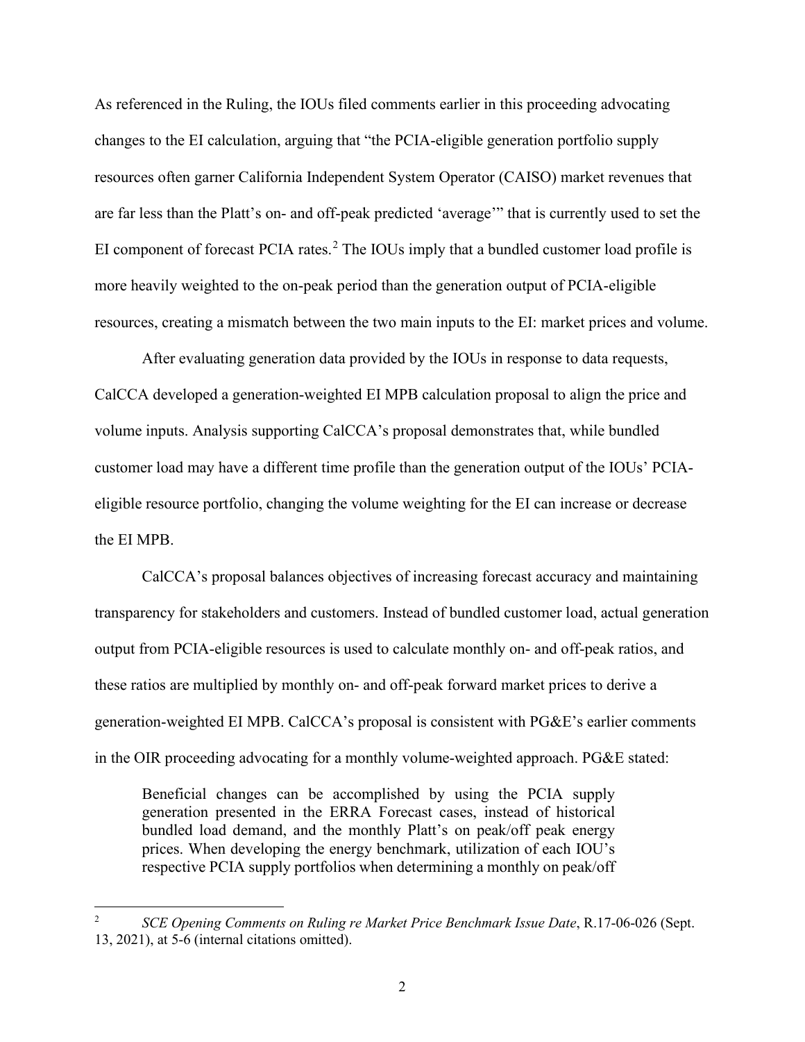As referenced in the Ruling, the IOUs filed comments earlier in this proceeding advocating changes to the EI calculation, arguing that "the PCIA-eligible generation portfolio supply resources often garner California Independent System Operator (CAISO) market revenues that are far less than the Platt's on- and off-peak predicted 'average'" that is currently used to set the EI component of forecast PCIA rates.[2] The IOUs imply that a bundled customer load profile is more heavily weighted to the on-peak period than the generation output of PCIA-eligible resources, creating a mismatch between the two main inputs to the EI: market prices and volume.

After evaluating generation data provided by the IOUs in response to data requests, CalCCA developed a generation-weighted EI MPB calculation proposal to align the price and volume inputs. Analysis supporting CalCCA's proposal demonstrates that, while bundled customer load may have a different time profile than the generation output of the IOUs' PCIA-eligible resource portfolio, changing the volume weighting for the EI can increase or decrease the EI MPB.

CalCCA's proposal balances objectives of increasing forecast accuracy and maintaining transparency for stakeholders and customers. Instead of bundled customer load, actual generation output from PCIA-eligible resources is used to calculate monthly on- and off-peak ratios, and these ratios are multiplied by monthly on- and off-peak forward market prices to derive a generation-weighted EI MPB. CalCCA's proposal is consistent with PG&E's earlier comments in the OIR proceeding advocating for a monthly volume-weighted approach. PG&E stated:

> Beneficial changes can be accomplished by using the PCIA supply generation presented in the ERRA Forecast cases, instead of historical bundled load demand, and the monthly Platt's on peak/off peak energy prices. When developing the energy benchmark, utilization of each IOU's respective PCIA supply portfolios when determining a monthly on peak/off

---

[2] *SCE Opening Comments on Ruling re Market Price Benchmark Issue Date*, R.17-06-026 (Sept. 13, 2021), at 5-6 (internal citations omitted).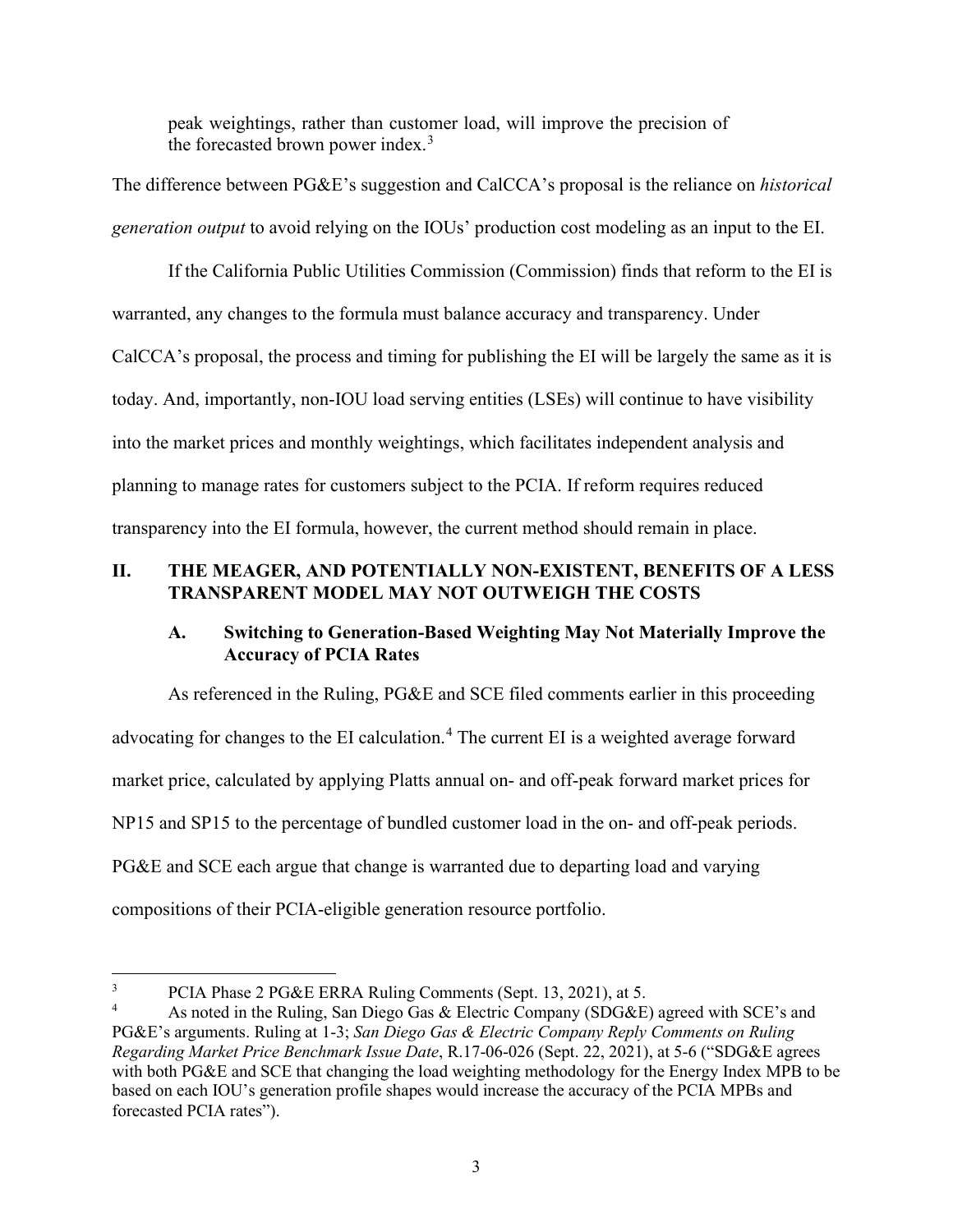> peak weightings, rather than customer load, will improve the precision of the forecasted brown power index.[3]

The difference between PG&E's suggestion and CalCCA's proposal is the reliance on *historical generation output* to avoid relying on the IOUs' production cost modeling as an input to the EI.

If the California Public Utilities Commission (Commission) finds that reform to the EI is warranted, any changes to the formula must balance accuracy and transparency. Under CalCCA's proposal, the process and timing for publishing the EI will be largely the same as it is today. And, importantly, non-IOU load serving entities (LSEs) will continue to have visibility into the market prices and monthly weightings, which facilitates independent analysis and planning to manage rates for customers subject to the PCIA. If reform requires reduced transparency into the EI formula, however, the current method should remain in place.

## II. THE MEAGER, AND POTENTIALLY NON-EXISTENT, BENEFITS OF A LESS TRANSPARENT MODEL MAY NOT OUTWEIGH THE COSTS

### A. Switching to Generation-Based Weighting May Not Materially Improve the Accuracy of PCIA Rates

As referenced in the Ruling, PG&E and SCE filed comments earlier in this proceeding advocating for changes to the EI calculation.[4] The current EI is a weighted average forward market price, calculated by applying Platts annual on- and off-peak forward market prices for NP15 and SP15 to the percentage of bundled customer load in the on- and off-peak periods. PG&E and SCE each argue that change is warranted due to departing load and varying compositions of their PCIA-eligible generation resource portfolio.

---

[3] PCIA Phase 2 PG&E ERRA Ruling Comments (Sept. 13, 2021), at 5.

[4] As noted in the Ruling, San Diego Gas & Electric Company (SDG&E) agreed with SCE's and PG&E's arguments. Ruling at 1-3; *San Diego Gas & Electric Company Reply Comments on Ruling Regarding Market Price Benchmark Issue Date*, R.17-06-026 (Sept. 22, 2021), at 5-6 ("SDG&E agrees with both PG&E and SCE that changing the load weighting methodology for the Energy Index MPB to be based on each IOU's generation profile shapes would increase the accuracy of the PCIA MPBs and forecasted PCIA rates").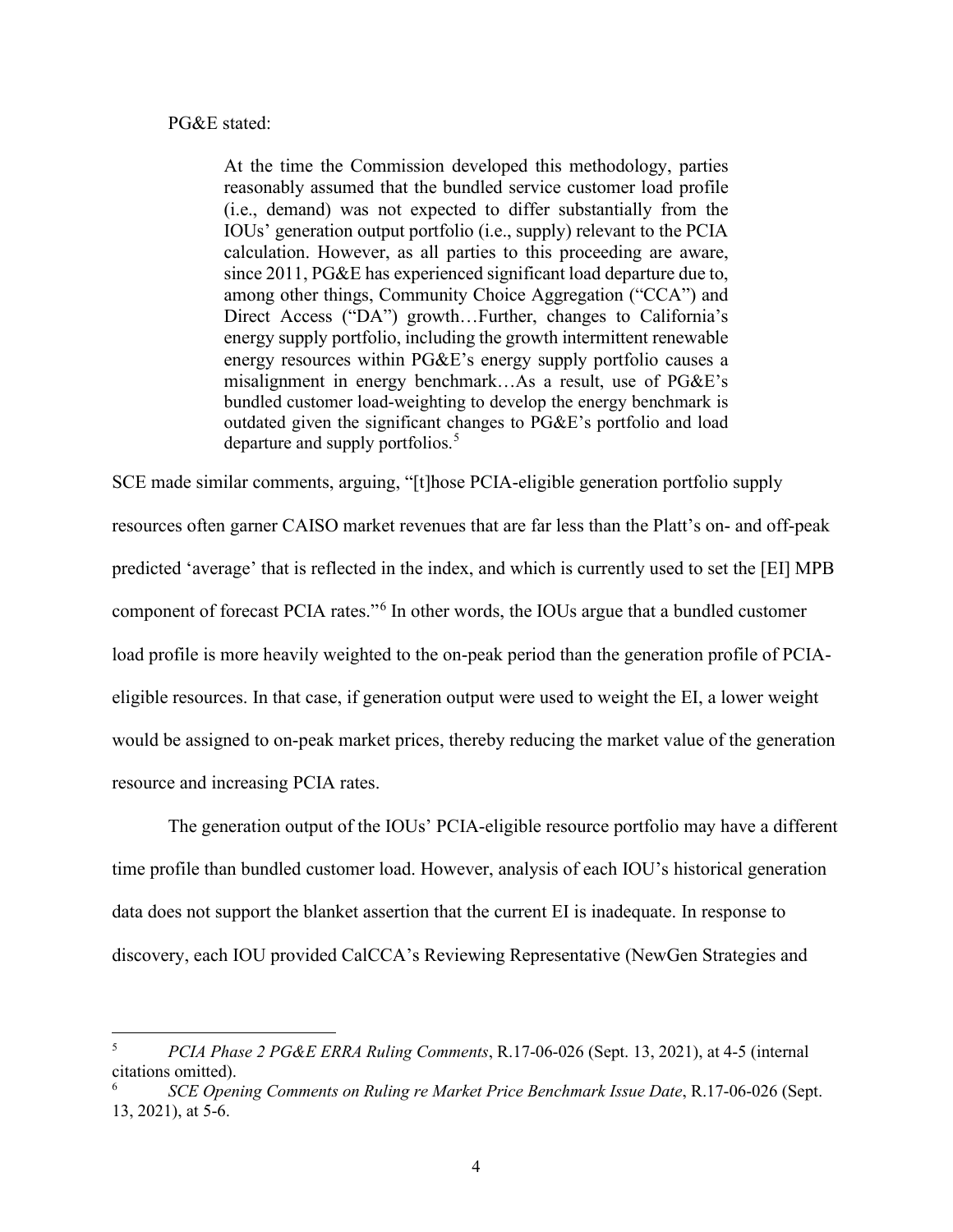PG&E stated:

> At the time the Commission developed this methodology, parties reasonably assumed that the bundled service customer load profile (i.e., demand) was not expected to differ substantially from the IOUs' generation output portfolio (i.e., supply) relevant to the PCIA calculation. However, as all parties to this proceeding are aware, since 2011, PG&E has experienced significant load departure due to, among other things, Community Choice Aggregation ("CCA") and Direct Access ("DA") growth…Further, changes to California's energy supply portfolio, including the growth intermittent renewable energy resources within PG&E's energy supply portfolio causes a misalignment in energy benchmark…As a result, use of PG&E's bundled customer load-weighting to develop the energy benchmark is outdated given the significant changes to PG&E's portfolio and load departure and supply portfolios.[5]

SCE made similar comments, arguing, "[t]hose PCIA-eligible generation portfolio supply resources often garner CAISO market revenues that are far less than the Platt's on- and off-peak predicted 'average' that is reflected in the index, and which is currently used to set the [EI] MPB component of forecast PCIA rates."[6] In other words, the IOUs argue that a bundled customer load profile is more heavily weighted to the on-peak period than the generation profile of PCIA-eligible resources. In that case, if generation output were used to weight the EI, a lower weight would be assigned to on-peak market prices, thereby reducing the market value of the generation resource and increasing PCIA rates.

The generation output of the IOUs' PCIA-eligible resource portfolio may have a different time profile than bundled customer load. However, analysis of each IOU's historical generation data does not support the blanket assertion that the current EI is inadequate. In response to discovery, each IOU provided CalCCA's Reviewing Representative (NewGen Strategies and

---

[5] *PCIA Phase 2 PG&E ERRA Ruling Comments*, R.17-06-026 (Sept. 13, 2021), at 4-5 (internal citations omitted).

[6] *SCE Opening Comments on Ruling re Market Price Benchmark Issue Date*, R.17-06-026 (Sept. 13, 2021), at 5-6.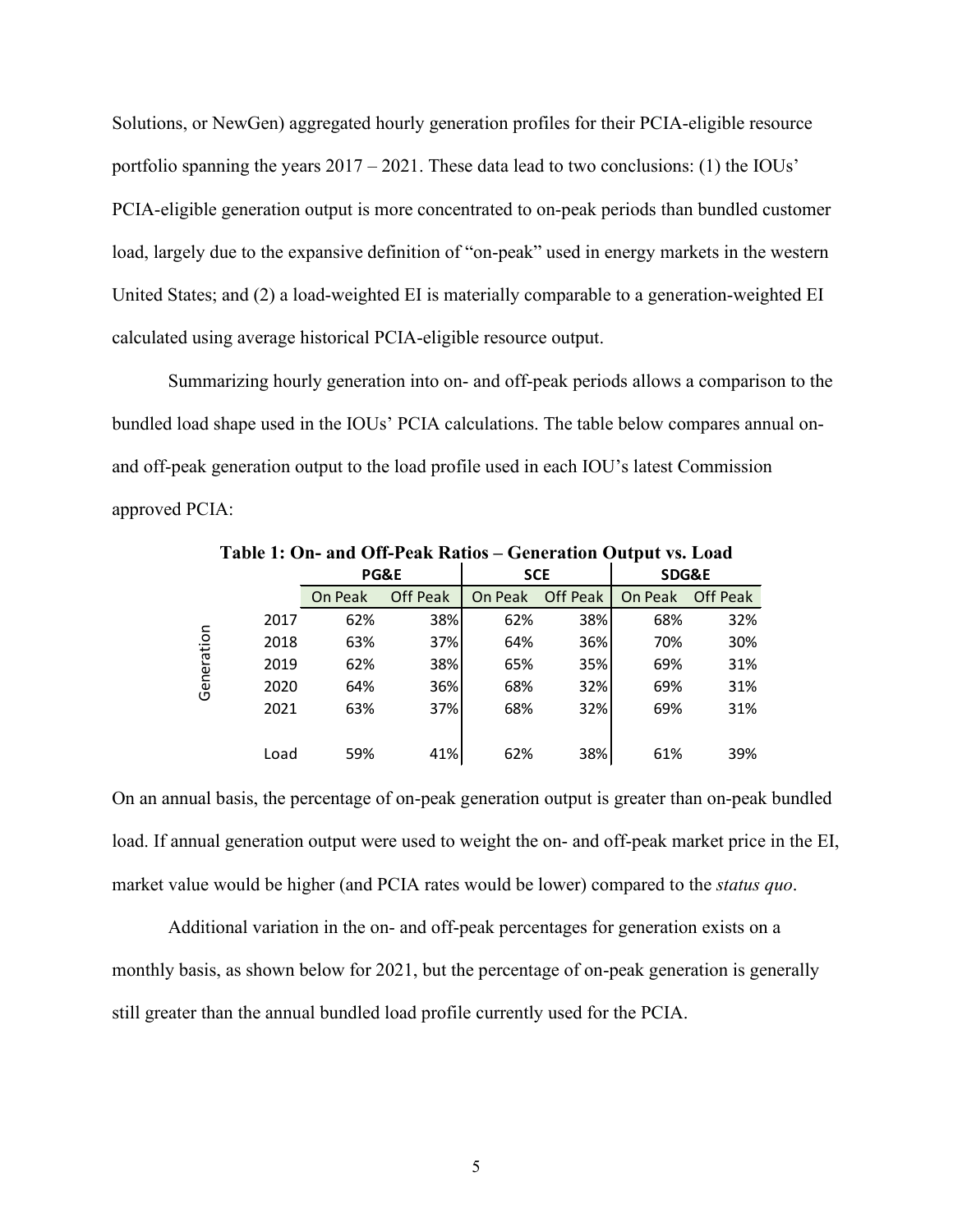Solutions, or NewGen) aggregated hourly generation profiles for their PCIA-eligible resource portfolio spanning the years 2017 – 2021. These data lead to two conclusions: (1) the IOUs' PCIA-eligible generation output is more concentrated to on-peak periods than bundled customer load, largely due to the expansive definition of "on-peak" used in energy markets in the western United States; and (2) a load-weighted EI is materially comparable to a generation-weighted EI calculated using average historical PCIA-eligible resource output.

Summarizing hourly generation into on- and off-peak periods allows a comparison to the bundled load shape used in the IOUs' PCIA calculations. The table below compares annual on- and off-peak generation output to the load profile used in each IOU's latest Commission approved PCIA:

**Table 1: On- and Off-Peak Ratios – Generation Output vs. Load**

| | | PG&E | | SCE | | SDG&E | |
|---|---|---|---|---|---|---|---|
| | | On Peak | Off Peak | On Peak | Off Peak | On Peak | Off Peak |
| Generation | 2017 | 62% | 38% | 62% | 38% | 68% | 32% |
| | 2018 | 63% | 37% | 64% | 36% | 70% | 30% |
| | 2019 | 62% | 38% | 65% | 35% | 69% | 31% |
| | 2020 | 64% | 36% | 68% | 32% | 69% | 31% |
| | 2021 | 63% | 37% | 68% | 32% | 69% | 31% |
| | Load | 59% | 41% | 62% | 38% | 61% | 39% |

On an annual basis, the percentage of on-peak generation output is greater than on-peak bundled load. If annual generation output were used to weight the on- and off-peak market price in the EI, market value would be higher (and PCIA rates would be lower) compared to the *status quo*.

Additional variation in the on- and off-peak percentages for generation exists on a monthly basis, as shown below for 2021, but the percentage of on-peak generation is generally still greater than the annual bundled load profile currently used for the PCIA.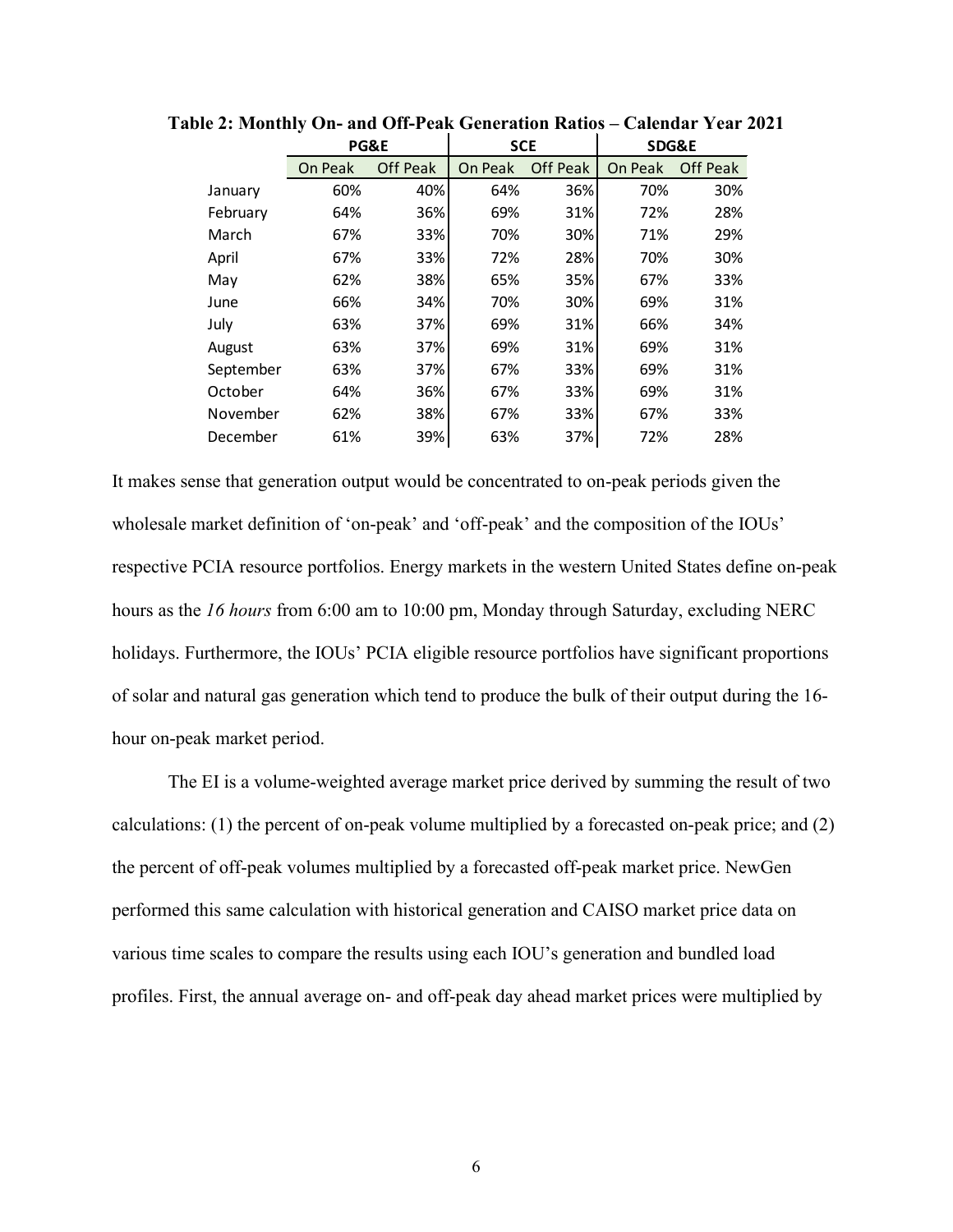**Table 2: Monthly On- and Off-Peak Generation Ratios – Calendar Year 2021**

| | PG&E | | SCE | | SDG&E | |
|---|---|---|---|---|---|---|
| | On Peak | Off Peak | On Peak | Off Peak | On Peak | Off Peak |
| January | 60% | 40% | 64% | 36% | 70% | 30% |
| February | 64% | 36% | 69% | 31% | 72% | 28% |
| March | 67% | 33% | 70% | 30% | 71% | 29% |
| April | 67% | 33% | 72% | 28% | 70% | 30% |
| May | 62% | 38% | 65% | 35% | 67% | 33% |
| June | 66% | 34% | 70% | 30% | 69% | 31% |
| July | 63% | 37% | 69% | 31% | 66% | 34% |
| August | 63% | 37% | 69% | 31% | 69% | 31% |
| September | 63% | 37% | 67% | 33% | 69% | 31% |
| October | 64% | 36% | 67% | 33% | 69% | 31% |
| November | 62% | 38% | 67% | 33% | 67% | 33% |
| December | 61% | 39% | 63% | 37% | 72% | 28% |

It makes sense that generation output would be concentrated to on-peak periods given the wholesale market definition of 'on-peak' and 'off-peak' and the composition of the IOUs' respective PCIA resource portfolios. Energy markets in the western United States define on-peak hours as the *16 hours* from 6:00 am to 10:00 pm, Monday through Saturday, excluding NERC holidays. Furthermore, the IOUs' PCIA eligible resource portfolios have significant proportions of solar and natural gas generation which tend to produce the bulk of their output during the 16-hour on-peak market period.

The EI is a volume-weighted average market price derived by summing the result of two calculations: (1) the percent of on-peak volume multiplied by a forecasted on-peak price; and (2) the percent of off-peak volumes multiplied by a forecasted off-peak market price. NewGen performed this same calculation with historical generation and CAISO market price data on various time scales to compare the results using each IOU's generation and bundled load profiles. First, the annual average on- and off-peak day ahead market prices were multiplied by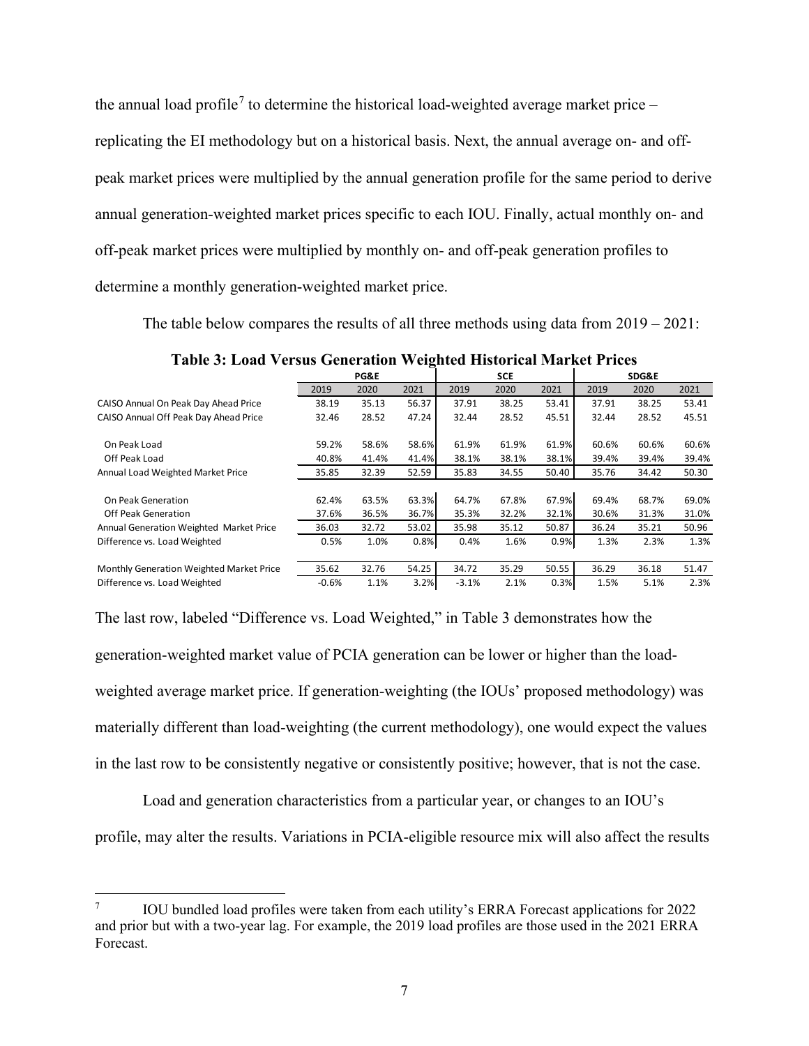the annual load profile[7] to determine the historical load-weighted average market price – replicating the EI methodology but on a historical basis. Next, the annual average on- and off-peak market prices were multiplied by the annual generation profile for the same period to derive annual generation-weighted market prices specific to each IOU. Finally, actual monthly on- and off-peak market prices were multiplied by monthly on- and off-peak generation profiles to determine a monthly generation-weighted market price.

The table below compares the results of all three methods using data from 2019 – 2021:

**Table 3: Load Versus Generation Weighted Historical Market Prices**

| | PG&E | | | SCE | | | SDG&E | | |
|---|---|---|---|---|---|---|---|---|---|
| | 2019 | 2020 | 2021 | 2019 | 2020 | 2021 | 2019 | 2020 | 2021 |
| CAISO Annual On Peak Day Ahead Price | 38.19 | 35.13 | 56.37 | 37.91 | 38.25 | 53.41 | 37.91 | 38.25 | 53.41 |
| CAISO Annual Off Peak Day Ahead Price | 32.46 | 28.52 | 47.24 | 32.44 | 28.52 | 45.51 | 32.44 | 28.52 | 45.51 |
| On Peak Load | 59.2% | 58.6% | 58.6% | 61.9% | 61.9% | 61.9% | 60.6% | 60.6% | 60.6% |
| Off Peak Load | 40.8% | 41.4% | 41.4% | 38.1% | 38.1% | 38.1% | 39.4% | 39.4% | 39.4% |
| Annual Load Weighted Market Price | 35.85 | 32.39 | 52.59 | 35.83 | 34.55 | 50.40 | 35.76 | 34.42 | 50.30 |
| On Peak Generation | 62.4% | 63.5% | 63.3% | 64.7% | 67.8% | 67.9% | 69.4% | 68.7% | 69.0% |
| Off Peak Generation | 37.6% | 36.5% | 36.7% | 35.3% | 32.2% | 32.1% | 30.6% | 31.3% | 31.0% |
| Annual Generation Weighted Market Price | 36.03 | 32.72 | 53.02 | 35.98 | 35.12 | 50.87 | 36.24 | 35.21 | 50.96 |
| Difference vs. Load Weighted | 0.5% | 1.0% | 0.8% | 0.4% | 1.6% | 0.9% | 1.3% | 2.3% | 1.3% |
| Monthly Generation Weighted Market Price | 35.62 | 32.76 | 54.25 | 34.72 | 35.29 | 50.55 | 36.29 | 36.18 | 51.47 |
| Difference vs. Load Weighted | -0.6% | 1.1% | 3.2% | -3.1% | 2.1% | 0.3% | 1.5% | 5.1% | 2.3% |

The last row, labeled "Difference vs. Load Weighted," in Table 3 demonstrates how the generation-weighted market value of PCIA generation can be lower or higher than the load-weighted average market price. If generation-weighting (the IOUs' proposed methodology) was materially different than load-weighting (the current methodology), one would expect the values in the last row to be consistently negative or consistently positive; however, that is not the case.

Load and generation characteristics from a particular year, or changes to an IOU's profile, may alter the results. Variations in PCIA-eligible resource mix will also affect the results

[7] IOU bundled load profiles were taken from each utility's ERRA Forecast applications for 2022 and prior but with a two-year lag. For example, the 2019 load profiles are those used in the 2021 ERRA Forecast.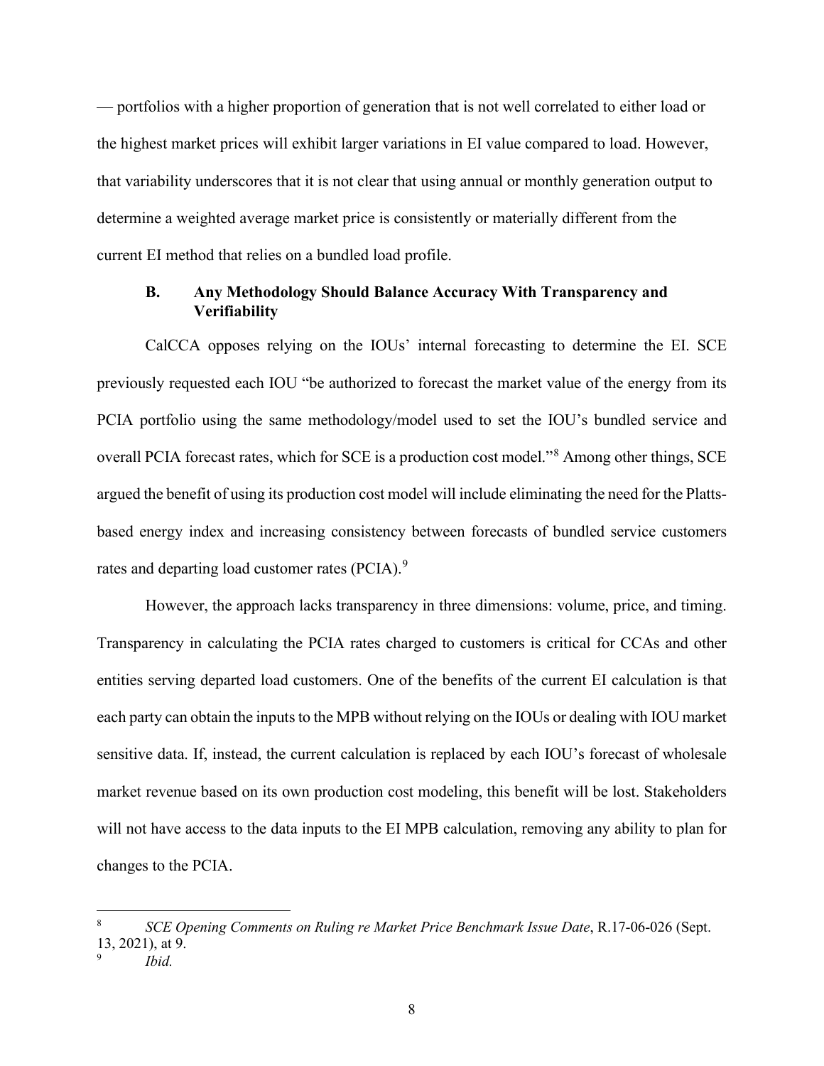— portfolios with a higher proportion of generation that is not well correlated to either load or the highest market prices will exhibit larger variations in EI value compared to load. However, that variability underscores that it is not clear that using annual or monthly generation output to determine a weighted average market price is consistently or materially different from the current EI method that relies on a bundled load profile.

### B. Any Methodology Should Balance Accuracy With Transparency and Verifiability

CalCCA opposes relying on the IOUs' internal forecasting to determine the EI. SCE previously requested each IOU "be authorized to forecast the market value of the energy from its PCIA portfolio using the same methodology/model used to set the IOU's bundled service and overall PCIA forecast rates, which for SCE is a production cost model."[8] Among other things, SCE argued the benefit of using its production cost model will include eliminating the need for the Platts-based energy index and increasing consistency between forecasts of bundled service customers rates and departing load customer rates (PCIA).[9]

However, the approach lacks transparency in three dimensions: volume, price, and timing. Transparency in calculating the PCIA rates charged to customers is critical for CCAs and other entities serving departed load customers. One of the benefits of the current EI calculation is that each party can obtain the inputs to the MPB without relying on the IOUs or dealing with IOU market sensitive data. If, instead, the current calculation is replaced by each IOU's forecast of wholesale market revenue based on its own production cost modeling, this benefit will be lost. Stakeholders will not have access to the data inputs to the EI MPB calculation, removing any ability to plan for changes to the PCIA.

---

[8] *SCE Opening Comments on Ruling re Market Price Benchmark Issue Date*, R.17-06-026 (Sept. 13, 2021), at 9.

[9] *Ibid.*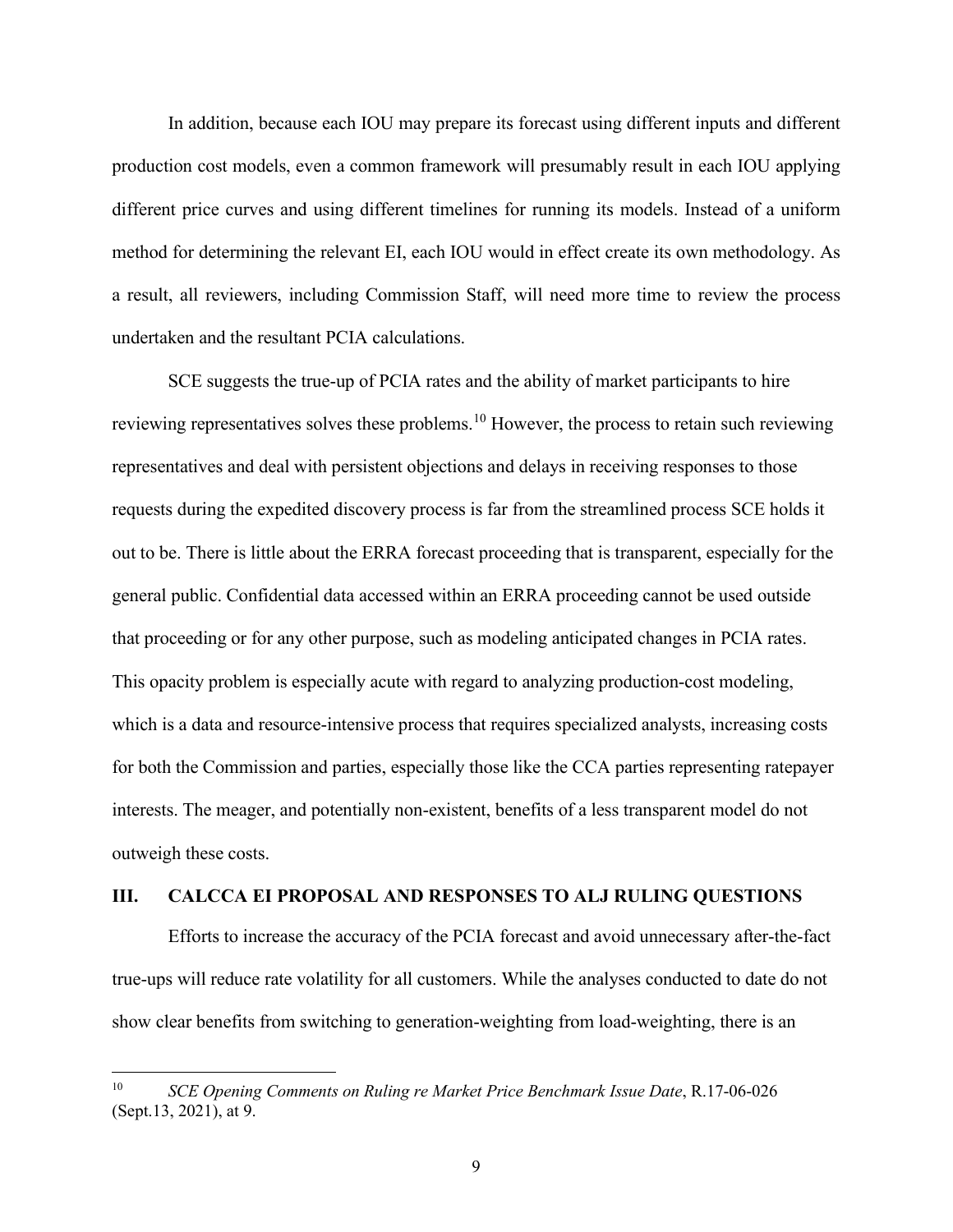In addition, because each IOU may prepare its forecast using different inputs and different production cost models, even a common framework will presumably result in each IOU applying different price curves and using different timelines for running its models. Instead of a uniform method for determining the relevant EI, each IOU would in effect create its own methodology. As a result, all reviewers, including Commission Staff, will need more time to review the process undertaken and the resultant PCIA calculations.

SCE suggests the true-up of PCIA rates and the ability of market participants to hire reviewing representatives solves these problems.[10] However, the process to retain such reviewing representatives and deal with persistent objections and delays in receiving responses to those requests during the expedited discovery process is far from the streamlined process SCE holds it out to be. There is little about the ERRA forecast proceeding that is transparent, especially for the general public. Confidential data accessed within an ERRA proceeding cannot be used outside that proceeding or for any other purpose, such as modeling anticipated changes in PCIA rates. This opacity problem is especially acute with regard to analyzing production-cost modeling, which is a data and resource-intensive process that requires specialized analysts, increasing costs for both the Commission and parties, especially those like the CCA parties representing ratepayer interests. The meager, and potentially non-existent, benefits of a less transparent model do not outweigh these costs.

## III. CALCCA EI PROPOSAL AND RESPONSES TO ALJ RULING QUESTIONS

Efforts to increase the accuracy of the PCIA forecast and avoid unnecessary after-the-fact true-ups will reduce rate volatility for all customers. While the analyses conducted to date do not show clear benefits from switching to generation-weighting from load-weighting, there is an

---

[10] *SCE Opening Comments on Ruling re Market Price Benchmark Issue Date*, R.17-06-026 (Sept.13, 2021), at 9.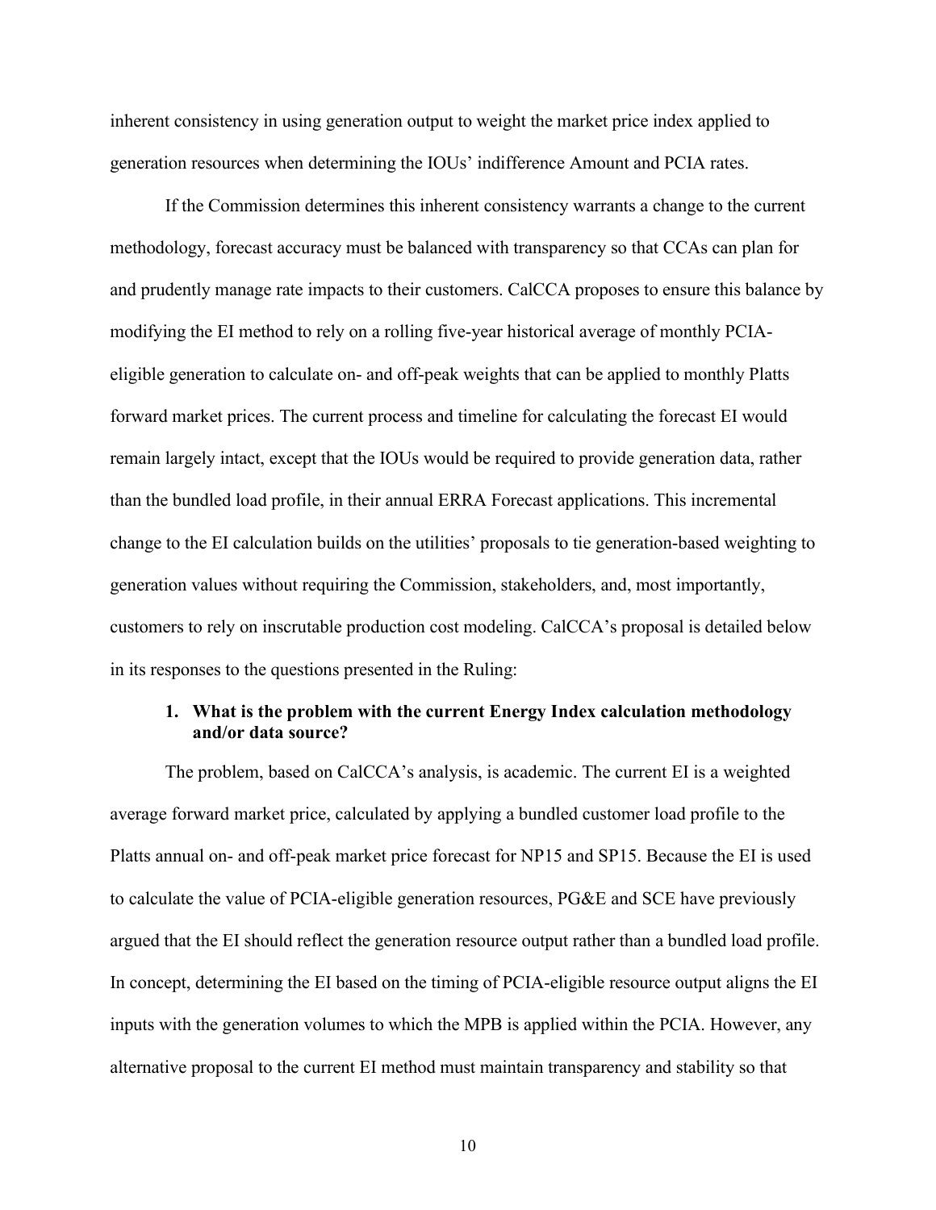inherent consistency in using generation output to weight the market price index applied to generation resources when determining the IOUs' indifference Amount and PCIA rates.

If the Commission determines this inherent consistency warrants a change to the current methodology, forecast accuracy must be balanced with transparency so that CCAs can plan for and prudently manage rate impacts to their customers. CalCCA proposes to ensure this balance by modifying the EI method to rely on a rolling five-year historical average of monthly PCIA-eligible generation to calculate on- and off-peak weights that can be applied to monthly Platts forward market prices. The current process and timeline for calculating the forecast EI would remain largely intact, except that the IOUs would be required to provide generation data, rather than the bundled load profile, in their annual ERRA Forecast applications. This incremental change to the EI calculation builds on the utilities' proposals to tie generation-based weighting to generation values without requiring the Commission, stakeholders, and, most importantly, customers to rely on inscrutable production cost modeling. CalCCA's proposal is detailed below in its responses to the questions presented in the Ruling:

**1. What is the problem with the current Energy Index calculation methodology and/or data source?**

The problem, based on CalCCA's analysis, is academic. The current EI is a weighted average forward market price, calculated by applying a bundled customer load profile to the Platts annual on- and off-peak market price forecast for NP15 and SP15. Because the EI is used to calculate the value of PCIA-eligible generation resources, PG&E and SCE have previously argued that the EI should reflect the generation resource output rather than a bundled load profile. In concept, determining the EI based on the timing of PCIA-eligible resource output aligns the EI inputs with the generation volumes to which the MPB is applied within the PCIA. However, any alternative proposal to the current EI method must maintain transparency and stability so that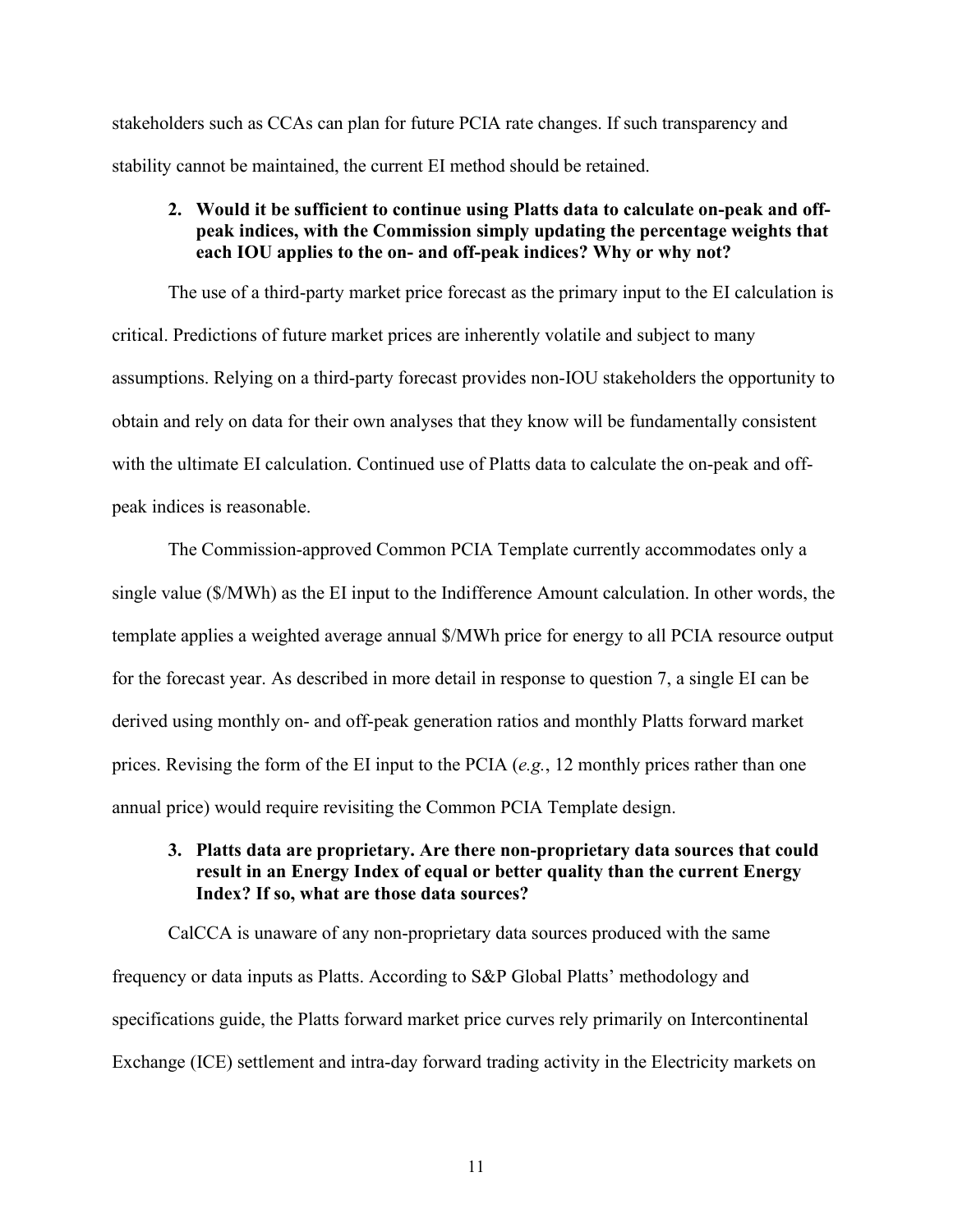stakeholders such as CCAs can plan for future PCIA rate changes. If such transparency and stability cannot be maintained, the current EI method should be retained.

2. **Would it be sufficient to continue using Platts data to calculate on-peak and off-peak indices, with the Commission simply updating the percentage weights that each IOU applies to the on- and off-peak indices? Why or why not?**

The use of a third-party market price forecast as the primary input to the EI calculation is critical. Predictions of future market prices are inherently volatile and subject to many assumptions. Relying on a third-party forecast provides non-IOU stakeholders the opportunity to obtain and rely on data for their own analyses that they know will be fundamentally consistent with the ultimate EI calculation. Continued use of Platts data to calculate the on-peak and off-peak indices is reasonable.

The Commission-approved Common PCIA Template currently accommodates only a single value ($/MWh) as the EI input to the Indifference Amount calculation. In other words, the template applies a weighted average annual $/MWh price for energy to all PCIA resource output for the forecast year. As described in more detail in response to question 7, a single EI can be derived using monthly on- and off-peak generation ratios and monthly Platts forward market prices. Revising the form of the EI input to the PCIA (*e.g.*, 12 monthly prices rather than one annual price) would require revisiting the Common PCIA Template design.

3. **Platts data are proprietary. Are there non-proprietary data sources that could result in an Energy Index of equal or better quality than the current Energy Index? If so, what are those data sources?**

CalCCA is unaware of any non-proprietary data sources produced with the same frequency or data inputs as Platts. According to S&P Global Platts' methodology and specifications guide, the Platts forward market price curves rely primarily on Intercontinental Exchange (ICE) settlement and intra-day forward trading activity in the Electricity markets on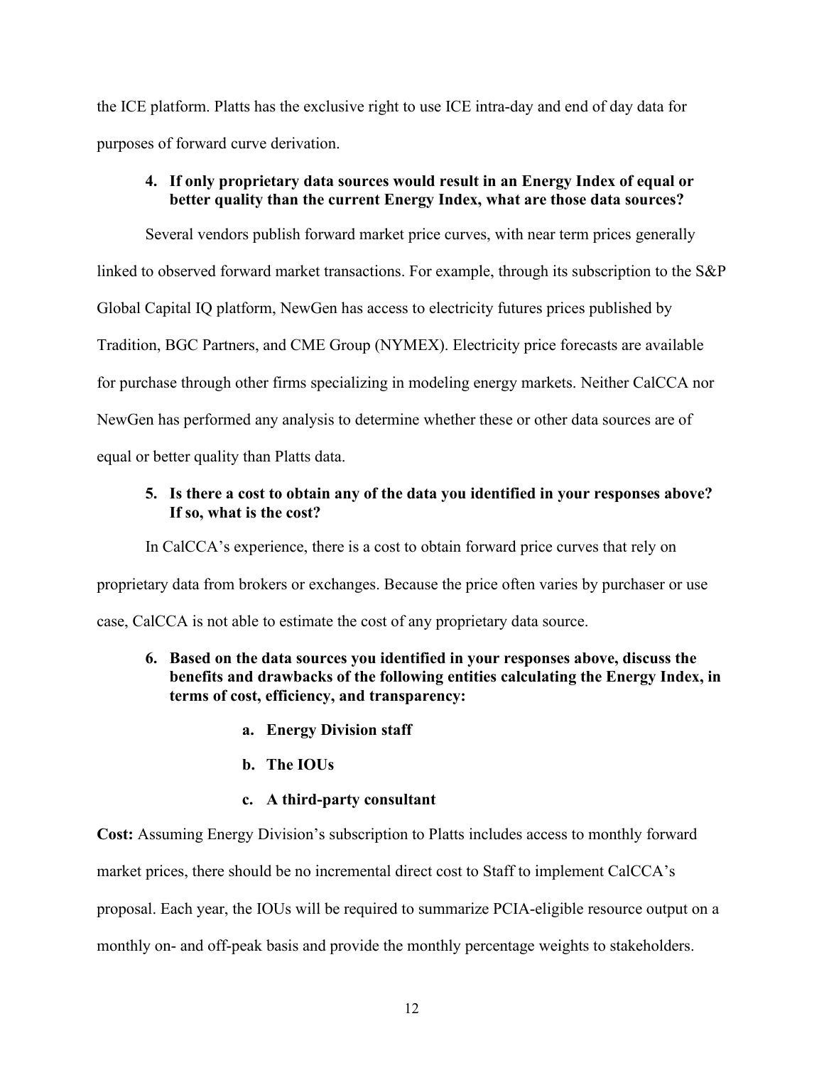the ICE platform. Platts has the exclusive right to use ICE intra-day and end of day data for purposes of forward curve derivation.

**4. If only proprietary data sources would result in an Energy Index of equal or better quality than the current Energy Index, what are those data sources?**

Several vendors publish forward market price curves, with near term prices generally linked to observed forward market transactions. For example, through its subscription to the S&P Global Capital IQ platform, NewGen has access to electricity futures prices published by Tradition, BGC Partners, and CME Group (NYMEX). Electricity price forecasts are available for purchase through other firms specializing in modeling energy markets. Neither CalCCA nor NewGen has performed any analysis to determine whether these or other data sources are of equal or better quality than Platts data.

**5. Is there a cost to obtain any of the data you identified in your responses above? If so, what is the cost?**

In CalCCA's experience, there is a cost to obtain forward price curves that rely on proprietary data from brokers or exchanges. Because the price often varies by purchaser or use case, CalCCA is not able to estimate the cost of any proprietary data source.

**6. Based on the data sources you identified in your responses above, discuss the benefits and drawbacks of the following entities calculating the Energy Index, in terms of cost, efficiency, and transparency:**

- **a. Energy Division staff**
- **b. The IOUs**
- **c. A third-party consultant**

**Cost:** Assuming Energy Division's subscription to Platts includes access to monthly forward market prices, there should be no incremental direct cost to Staff to implement CalCCA's proposal. Each year, the IOUs will be required to summarize PCIA-eligible resource output on a monthly on- and off-peak basis and provide the monthly percentage weights to stakeholders.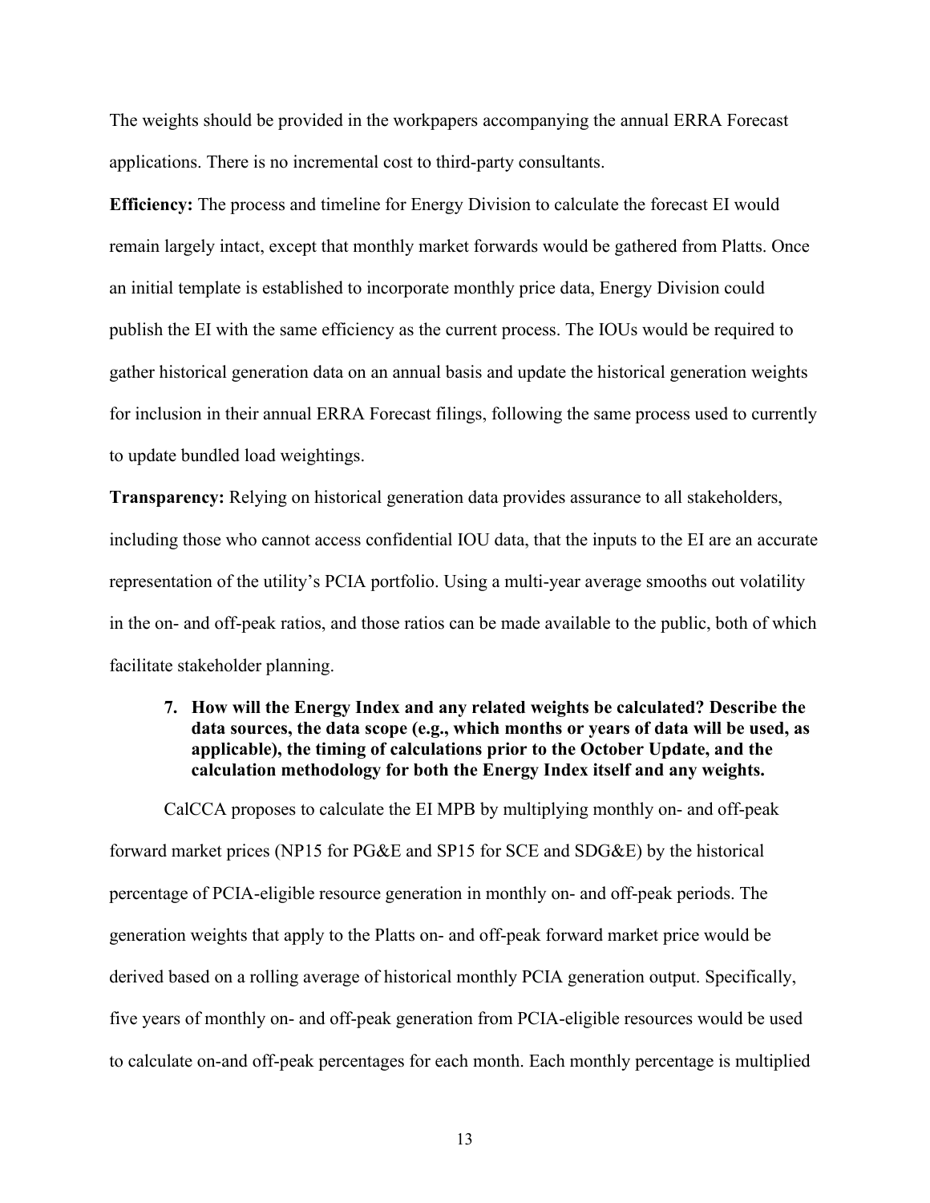The weights should be provided in the workpapers accompanying the annual ERRA Forecast applications. There is no incremental cost to third-party consultants.

**Efficiency:** The process and timeline for Energy Division to calculate the forecast EI would remain largely intact, except that monthly market forwards would be gathered from Platts. Once an initial template is established to incorporate monthly price data, Energy Division could publish the EI with the same efficiency as the current process. The IOUs would be required to gather historical generation data on an annual basis and update the historical generation weights for inclusion in their annual ERRA Forecast filings, following the same process used to currently to update bundled load weightings.

**Transparency:** Relying on historical generation data provides assurance to all stakeholders, including those who cannot access confidential IOU data, that the inputs to the EI are an accurate representation of the utility's PCIA portfolio. Using a multi-year average smooths out volatility in the on- and off-peak ratios, and those ratios can be made available to the public, both of which facilitate stakeholder planning.

7. **How will the Energy Index and any related weights be calculated? Describe the data sources, the data scope (e.g., which months or years of data will be used, as applicable), the timing of calculations prior to the October Update, and the calculation methodology for both the Energy Index itself and any weights.**

CalCCA proposes to calculate the EI MPB by multiplying monthly on- and off-peak forward market prices (NP15 for PG&E and SP15 for SCE and SDG&E) by the historical percentage of PCIA-eligible resource generation in monthly on- and off-peak periods. The generation weights that apply to the Platts on- and off-peak forward market price would be derived based on a rolling average of historical monthly PCIA generation output. Specifically, five years of monthly on- and off-peak generation from PCIA-eligible resources would be used to calculate on-and off-peak percentages for each month. Each monthly percentage is multiplied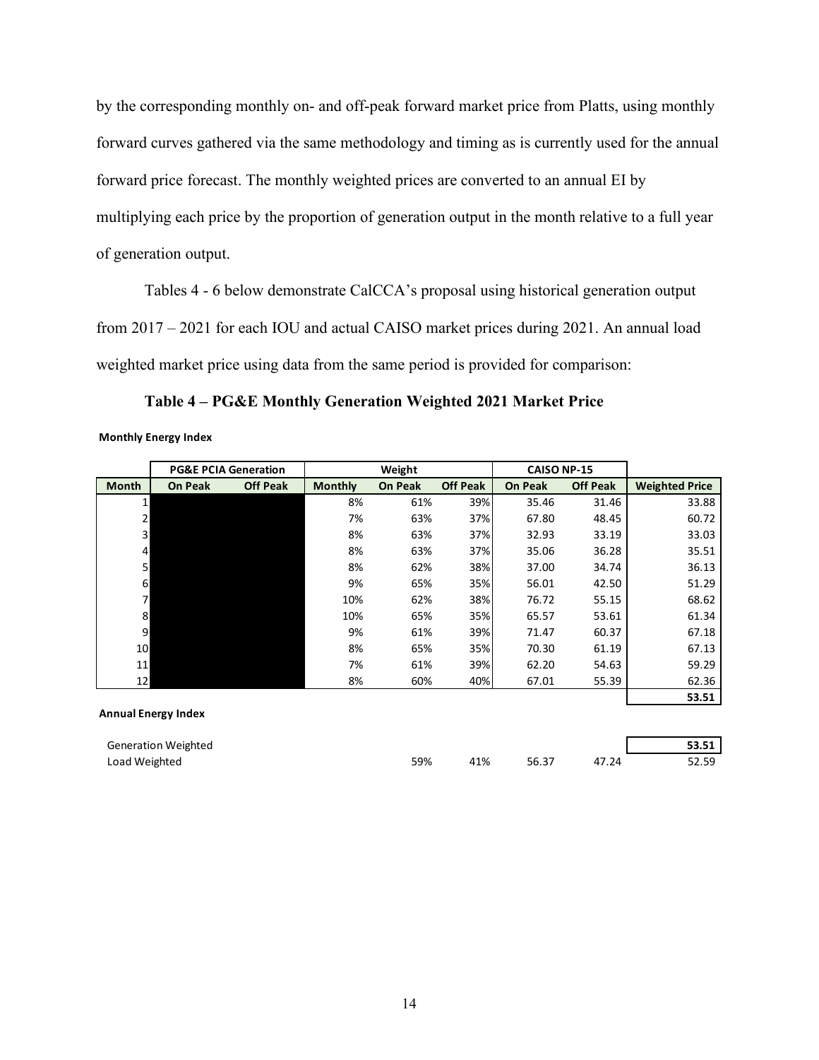by the corresponding monthly on- and off-peak forward market price from Platts, using monthly forward curves gathered via the same methodology and timing as is currently used for the annual forward price forecast. The monthly weighted prices are converted to an annual EI by multiplying each price by the proportion of generation output in the month relative to a full year of generation output.

Tables 4 - 6 below demonstrate CalCCA's proposal using historical generation output from 2017 – 2021 for each IOU and actual CAISO market prices during 2021. An annual load weighted market price using data from the same period is provided for comparison:

**Table 4 – PG&E Monthly Generation Weighted 2021 Market Price**

**Monthly Energy Index**

| | PG&E PCIA Generation | | Weight | | | CAISO NP-15 | | |
|---|---|---|---|---|---|---|---|---|
| **Month** | **On Peak** | **Off Peak** | **Monthly** | **On Peak** | **Off Peak** | **On Peak** | **Off Peak** | **Weighted Price** |
| 1 | | | 8% | 61% | 39% | 35.46 | 31.46 | 33.88 |
| 2 | | | 7% | 63% | 37% | 67.80 | 48.45 | 60.72 |
| 3 | | | 8% | 63% | 37% | 32.93 | 33.19 | 33.03 |
| 4 | | | 8% | 63% | 37% | 35.06 | 36.28 | 35.51 |
| 5 | | | 8% | 62% | 38% | 37.00 | 34.74 | 36.13 |
| 6 | | | 9% | 65% | 35% | 56.01 | 42.50 | 51.29 |
| 7 | | | 10% | 62% | 38% | 76.72 | 55.15 | 68.62 |
| 8 | | | 10% | 65% | 35% | 65.57 | 53.61 | 61.34 |
| 9 | | | 9% | 61% | 39% | 71.47 | 60.37 | 67.18 |
| 10 | | | 8% | 65% | 35% | 70.30 | 61.19 | 67.13 |
| 11 | | | 7% | 61% | 39% | 62.20 | 54.63 | 59.29 |
| 12 | | | 8% | 60% | 40% | 67.01 | 55.39 | 62.36 |
| | | | | | | | | **53.51** |

**Annual Energy Index**

| | | | | | | |
|---|---|---|---|---|---|---|
| Generation Weighted | | | | | | **53.51** |
| Load Weighted | 59% | 41% | | 56.37 | 47.24 | 52.59 |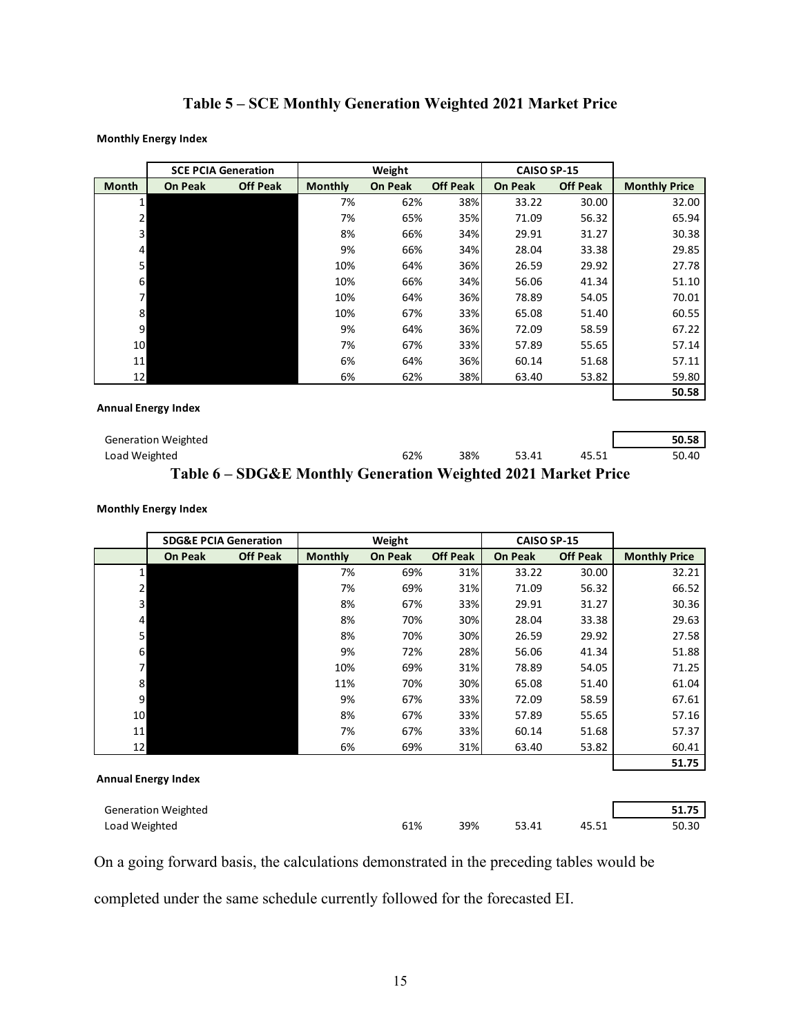### Table 5 – SCE Monthly Generation Weighted 2021 Market Price

**Monthly Energy Index**

| | SCE PCIA Generation | | Weight | | | CAISO SP-15 | | |
|---|---|---|---|---|---|---|---|---|
| **Month** | **On Peak** | **Off Peak** | **Monthly** | **On Peak** | **Off Peak** | **On Peak** | **Off Peak** | **Monthly Price** |
| 1 | | | 7% | 62% | 38% | 33.22 | 30.00 | 32.00 |
| 2 | | | 7% | 65% | 35% | 71.09 | 56.32 | 65.94 |
| 3 | | | 8% | 66% | 34% | 29.91 | 31.27 | 30.38 |
| 4 | | | 9% | 66% | 34% | 28.04 | 33.38 | 29.85 |
| 5 | | | 10% | 64% | 36% | 26.59 | 29.92 | 27.78 |
| 6 | | | 10% | 66% | 34% | 56.06 | 41.34 | 51.10 |
| 7 | | | 10% | 64% | 36% | 78.89 | 54.05 | 70.01 |
| 8 | | | 10% | 67% | 33% | 65.08 | 51.40 | 60.55 |
| 9 | | | 9% | 64% | 36% | 72.09 | 58.59 | 67.22 |
| 10 | | | 7% | 67% | 33% | 57.89 | 55.65 | 57.14 |
| 11 | | | 6% | 64% | 36% | 60.14 | 51.68 | 57.11 |
| 12 | | | 6% | 62% | 38% | 63.40 | 53.82 | 59.80 |
| | | | | | | | | **50.58** |

**Annual Energy Index**

| | | | | | | | | |
|---|---|---|---|---|---|---|---|---|
| Generation Weighted | | | | | | | | **50.58** |
| Load Weighted | | | | 62% | 38% | 53.41 | 45.51 | 50.40 |

### Table 6 – SDG&E Monthly Generation Weighted 2021 Market Price

**Monthly Energy Index**

| | SDG&E PCIA Generation | | Weight | | | CAISO SP-15 | | |
|---|---|---|---|---|---|---|---|---|
| | **On Peak** | **Off Peak** | **Monthly** | **On Peak** | **Off Peak** | **On Peak** | **Off Peak** | **Monthly Price** |
| 1 | | | 7% | 69% | 31% | 33.22 | 30.00 | 32.21 |
| 2 | | | 7% | 69% | 31% | 71.09 | 56.32 | 66.52 |
| 3 | | | 8% | 67% | 33% | 29.91 | 31.27 | 30.36 |
| 4 | | | 8% | 70% | 30% | 28.04 | 33.38 | 29.63 |
| 5 | | | 8% | 70% | 30% | 26.59 | 29.92 | 27.58 |
| 6 | | | 9% | 72% | 28% | 56.06 | 41.34 | 51.88 |
| 7 | | | 10% | 69% | 31% | 78.89 | 54.05 | 71.25 |
| 8 | | | 11% | 70% | 30% | 65.08 | 51.40 | 61.04 |
| 9 | | | 9% | 67% | 33% | 72.09 | 58.59 | 67.61 |
| 10 | | | 8% | 67% | 33% | 57.89 | 55.65 | 57.16 |
| 11 | | | 7% | 67% | 33% | 60.14 | 51.68 | 57.37 |
| 12 | | | 6% | 69% | 31% | 63.40 | 53.82 | 60.41 |
| | | | | | | | | **51.75** |

**Annual Energy Index**

| | | | | | | | | |
|---|---|---|---|---|---|---|---|---|
| Generation Weighted | | | | | | | | **51.75** |
| Load Weighted | | | | 61% | 39% | 53.41 | 45.51 | 50.30 |

On a going forward basis, the calculations demonstrated in the preceding tables would be completed under the same schedule currently followed for the forecasted EI.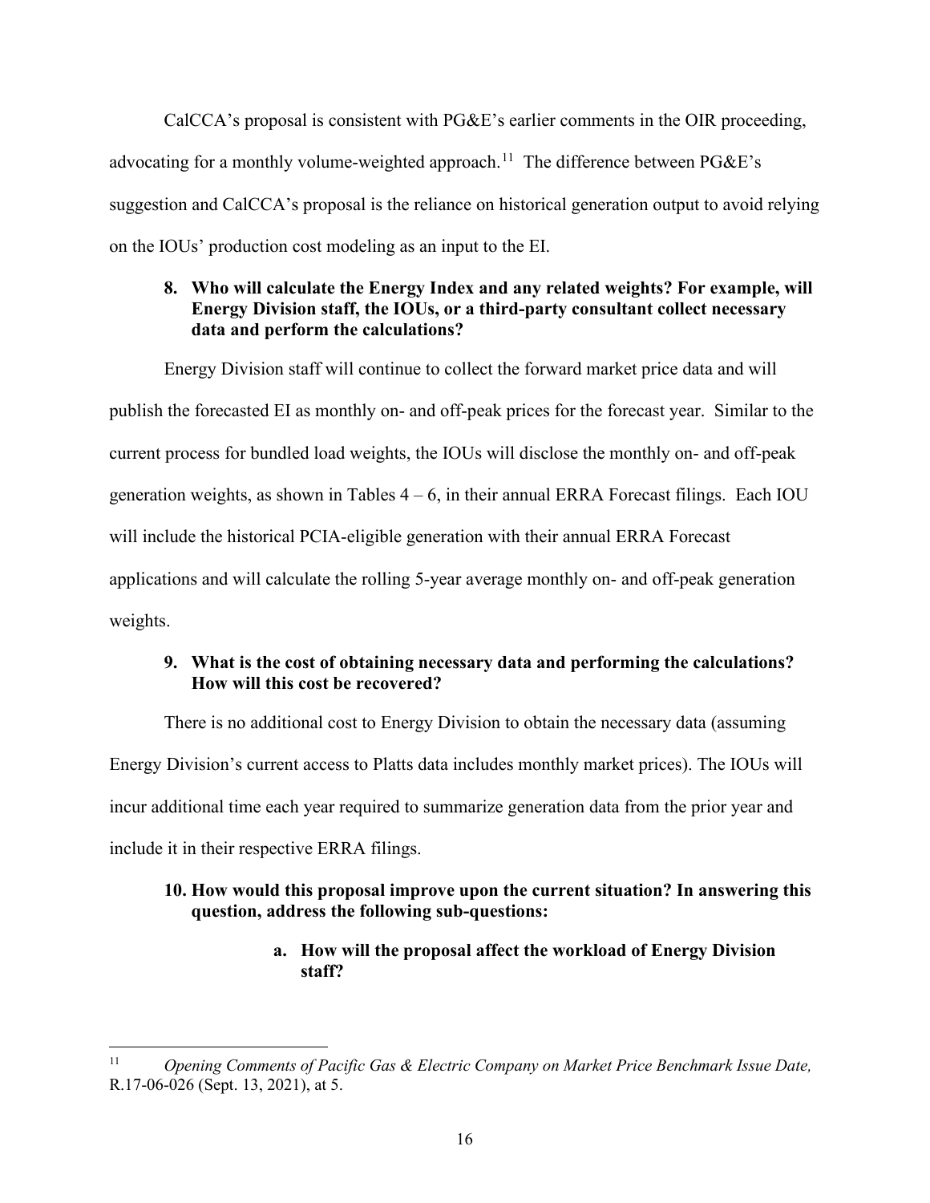CalCCA's proposal is consistent with PG&E's earlier comments in the OIR proceeding, advocating for a monthly volume-weighted approach.[11] The difference between PG&E's suggestion and CalCCA's proposal is the reliance on historical generation output to avoid relying on the IOUs' production cost modeling as an input to the EI.

**8. Who will calculate the Energy Index and any related weights? For example, will Energy Division staff, the IOUs, or a third-party consultant collect necessary data and perform the calculations?**

Energy Division staff will continue to collect the forward market price data and will publish the forecasted EI as monthly on- and off-peak prices for the forecast year. Similar to the current process for bundled load weights, the IOUs will disclose the monthly on- and off-peak generation weights, as shown in Tables 4 – 6, in their annual ERRA Forecast filings. Each IOU will include the historical PCIA-eligible generation with their annual ERRA Forecast applications and will calculate the rolling 5-year average monthly on- and off-peak generation weights.

**9. What is the cost of obtaining necessary data and performing the calculations? How will this cost be recovered?**

There is no additional cost to Energy Division to obtain the necessary data (assuming Energy Division's current access to Platts data includes monthly market prices). The IOUs will incur additional time each year required to summarize generation data from the prior year and include it in their respective ERRA filings.

**10. How would this proposal improve upon the current situation? In answering this question, address the following sub-questions:**

**a. How will the proposal affect the workload of Energy Division staff?**

---

[11] *Opening Comments of Pacific Gas & Electric Company on Market Price Benchmark Issue Date,* R.17-06-026 (Sept. 13, 2021), at 5.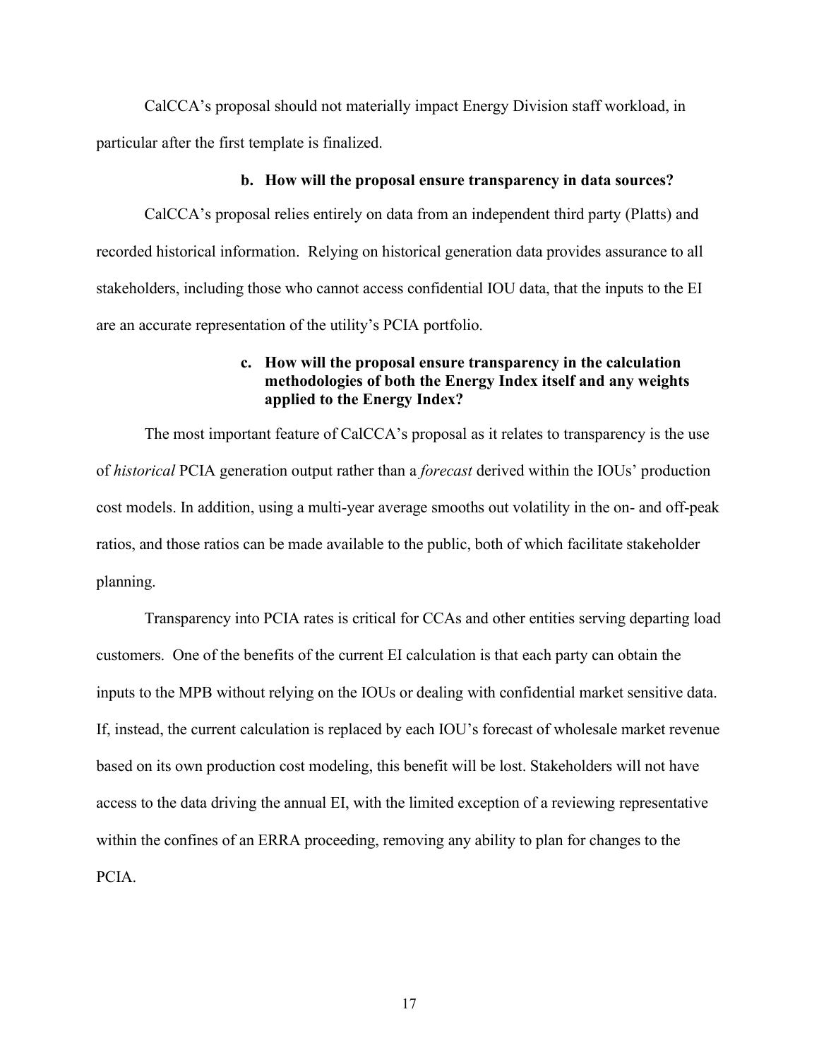CalCCA's proposal should not materially impact Energy Division staff workload, in particular after the first template is finalized.

**b. How will the proposal ensure transparency in data sources?**

CalCCA's proposal relies entirely on data from an independent third party (Platts) and recorded historical information. Relying on historical generation data provides assurance to all stakeholders, including those who cannot access confidential IOU data, that the inputs to the EI are an accurate representation of the utility's PCIA portfolio.

**c. How will the proposal ensure transparency in the calculation methodologies of both the Energy Index itself and any weights applied to the Energy Index?**

The most important feature of CalCCA's proposal as it relates to transparency is the use of *historical* PCIA generation output rather than a *forecast* derived within the IOUs' production cost models. In addition, using a multi-year average smooths out volatility in the on- and off-peak ratios, and those ratios can be made available to the public, both of which facilitate stakeholder planning.

Transparency into PCIA rates is critical for CCAs and other entities serving departing load customers. One of the benefits of the current EI calculation is that each party can obtain the inputs to the MPB without relying on the IOUs or dealing with confidential market sensitive data. If, instead, the current calculation is replaced by each IOU's forecast of wholesale market revenue based on its own production cost modeling, this benefit will be lost. Stakeholders will not have access to the data driving the annual EI, with the limited exception of a reviewing representative within the confines of an ERRA proceeding, removing any ability to plan for changes to the PCIA.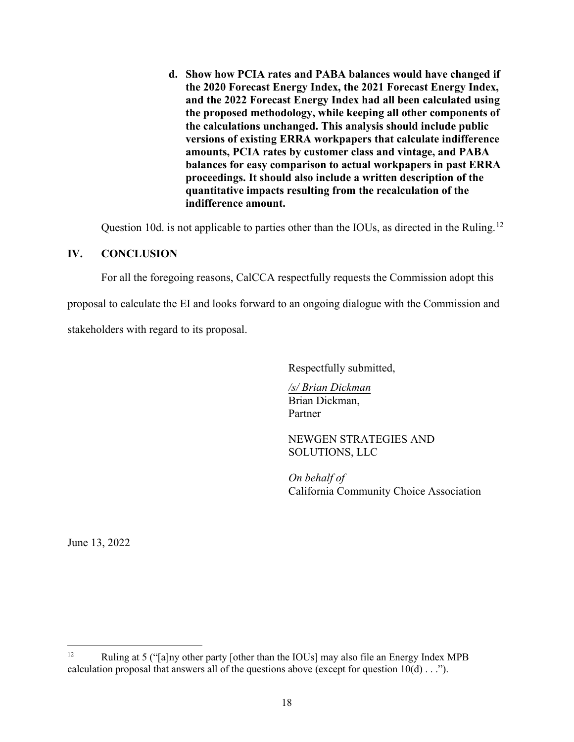**d. Show how PCIA rates and PABA balances would have changed if the 2020 Forecast Energy Index, the 2021 Forecast Energy Index, and the 2022 Forecast Energy Index had all been calculated using the proposed methodology, while keeping all other components of the calculations unchanged. This analysis should include public versions of existing ERRA workpapers that calculate indifference amounts, PCIA rates by customer class and vintage, and PABA balances for easy comparison to actual workpapers in past ERRA proceedings. It should also include a written description of the quantitative impacts resulting from the recalculation of the indifference amount.**

Question 10d. is not applicable to parties other than the IOUs, as directed in the Ruling.[12]

## IV. CONCLUSION

For all the foregoing reasons, CalCCA respectfully requests the Commission adopt this proposal to calculate the EI and looks forward to an ongoing dialogue with the Commission and stakeholders with regard to its proposal.

Respectfully submitted,

*/s/ Brian Dickman*
Brian Dickman,
Partner

NEWGEN STRATEGIES AND SOLUTIONS, LLC

*On behalf of*
California Community Choice Association

June 13, 2022

---

[12] Ruling at 5 ("[a]ny other party [other than the IOUs] may also file an Energy Index MPB calculation proposal that answers all of the questions above (except for question 10(d) . . .").